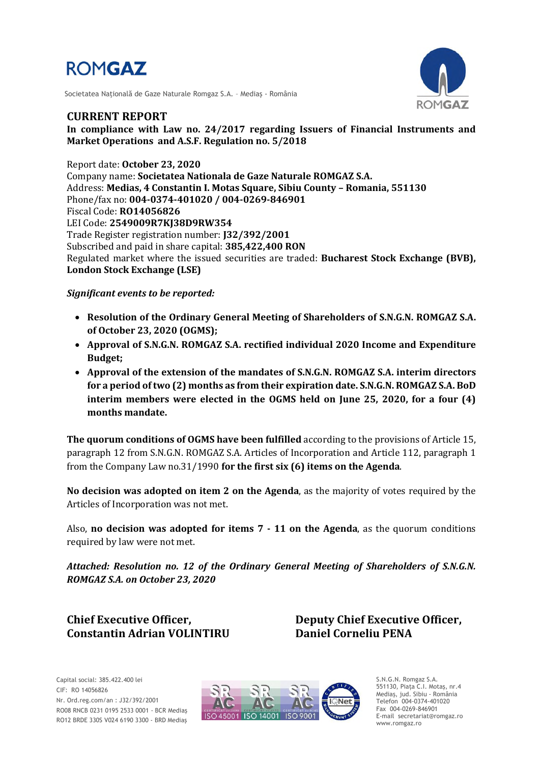ROMGAZ

Societatea Națională de Gaze Naturale Romgaz S.A. – Mediaș - România

# CURRENT REPORT

**In compliance with Law no. 24/2017 regarding Issuers of Financial Instruments and Market Operations and A.S.F. Regulation no. 5/2018**

Report date: **October 23, 2020**
Company name: **Societatea Nationala de Gaze Naturale ROMGAZ S.A.**
Address: **Medias, 4 Constantin I. Motas Square, Sibiu County – Romania, 551130**
Phone/fax no: **004-0374-401020 / 004-0269-846901**
Fiscal Code: **RO14056826**
LEI Code: **2549009R7KJ38D9RW354**
Trade Register registration number: **J32/392/2001**
Subscribed and paid in share capital: **385,422,400 RON**
Regulated market where the issued securities are traded: **Bucharest Stock Exchange (BVB), London Stock Exchange (LSE)**

***Significant events to be reported:***

- **Resolution of the Ordinary General Meeting of Shareholders of S.N.G.N. ROMGAZ S.A. of October 23, 2020 (OGMS);**
- **Approval of S.N.G.N. ROMGAZ S.A. rectified individual 2020 Income and Expenditure Budget;**
- **Approval of the extension of the mandates of S.N.G.N. ROMGAZ S.A. interim directors for a period of two (2) months as from their expiration date. S.N.G.N. ROMGAZ S.A. BoD interim members were elected in the OGMS held on June 25, 2020, for a four (4) months mandate.**

**The quorum conditions of OGMS have been fulfilled** according to the provisions of Article 15, paragraph 12 from S.N.G.N. ROMGAZ S.A. Articles of Incorporation and Article 112, paragraph 1 from the Company Law no.31/1990 **for the first six (6) items on the Agenda**.

**No decision was adopted on item 2 on the Agenda**, as the majority of votes required by the Articles of Incorporation was not met.

Also, **no decision was adopted for items 7 - 11 on the Agenda**, as the quorum conditions required by law were not met.

***Attached: Resolution no. 12 of the Ordinary General Meeting of Shareholders of S.N.G.N. ROMGAZ S.A. on October 23, 2020***

**Chief Executive Officer,**
**Constantin Adrian VOLINTIRU**

**Deputy Chief Executive Officer,**
**Daniel Corneliu PENA**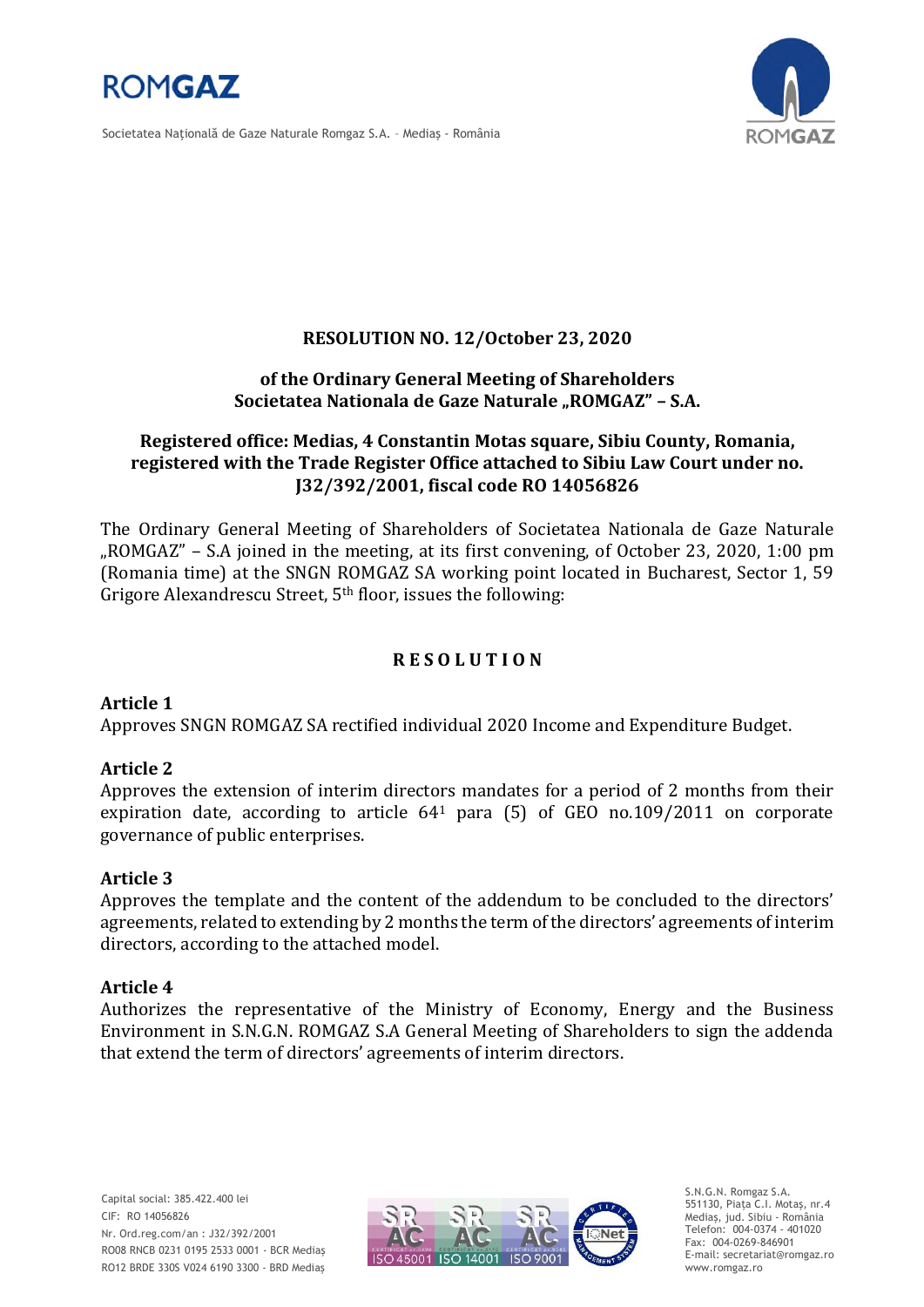**RESOLUTION NO. 12/October 23, 2020**

**of the Ordinary General Meeting of Shareholders**
**Societatea Nationala de Gaze Naturale „ROMGAZ" – S.A.**

**Registered office: Medias, 4 Constantin Motas square, Sibiu County, Romania, registered with the Trade Register Office attached to Sibiu Law Court under no. J32/392/2001, fiscal code RO 14056826**

The Ordinary General Meeting of Shareholders of Societatea Nationala de Gaze Naturale „ROMGAZ" – S.A joined in the meeting, at its first convening, of October 23, 2020, 1:00 pm (Romania time) at the SNGN ROMGAZ SA working point located in Bucharest, Sector 1, 59 Grigore Alexandrescu Street, 5th floor, issues the following:

## R E S O L U T I O N

**Article 1**
Approves SNGN ROMGAZ SA rectified individual 2020 Income and Expenditure Budget.

**Article 2**
Approves the extension of interim directors mandates for a period of 2 months from their expiration date, according to article 64[1] para (5) of GEO no.109/2011 on corporate governance of public enterprises.

**Article 3**
Approves the template and the content of the addendum to be concluded to the directors' agreements, related to extending by 2 months the term of the directors' agreements of interim directors, according to the attached model.

**Article 4**
Authorizes the representative of the Ministry of Economy, Energy and the Business Environment in S.N.G.N. ROMGAZ S.A General Meeting of Shareholders to sign the addenda that extend the term of directors' agreements of interim directors.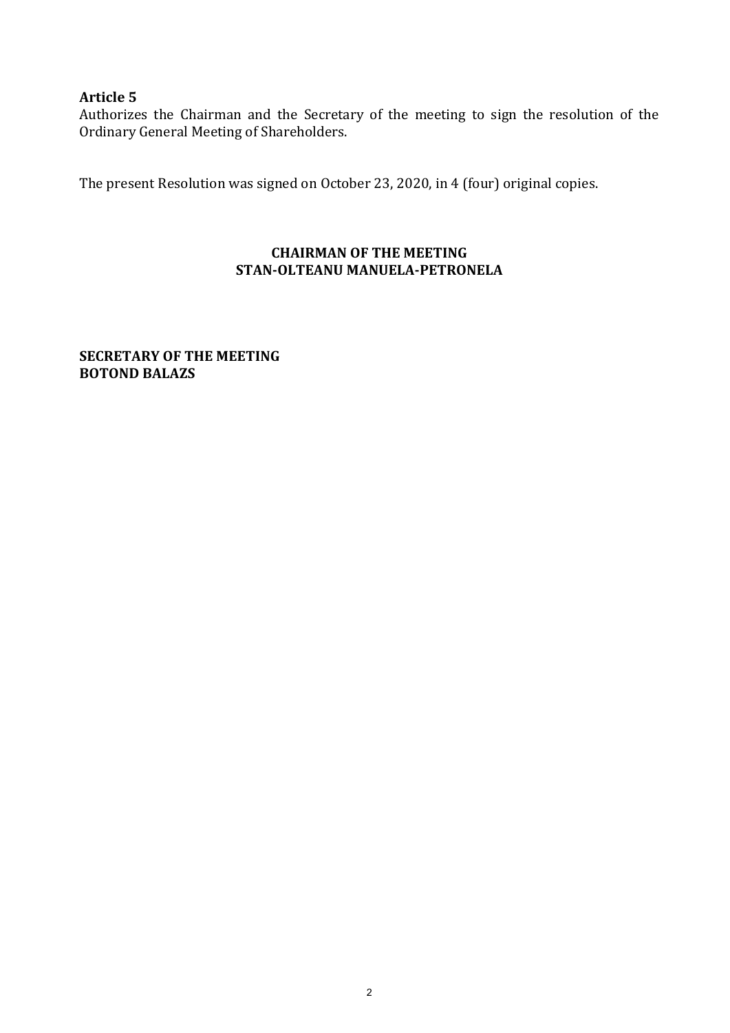**Article 5**

Authorizes the Chairman and the Secretary of the meeting to sign the resolution of the Ordinary General Meeting of Shareholders.

The present Resolution was signed on October 23, 2020, in 4 (four) original copies.

**CHAIRMAN OF THE MEETING**
**STAN-OLTEANU MANUELA-PETRONELA**

**SECRETARY OF THE MEETING**
**BOTOND BALAZS**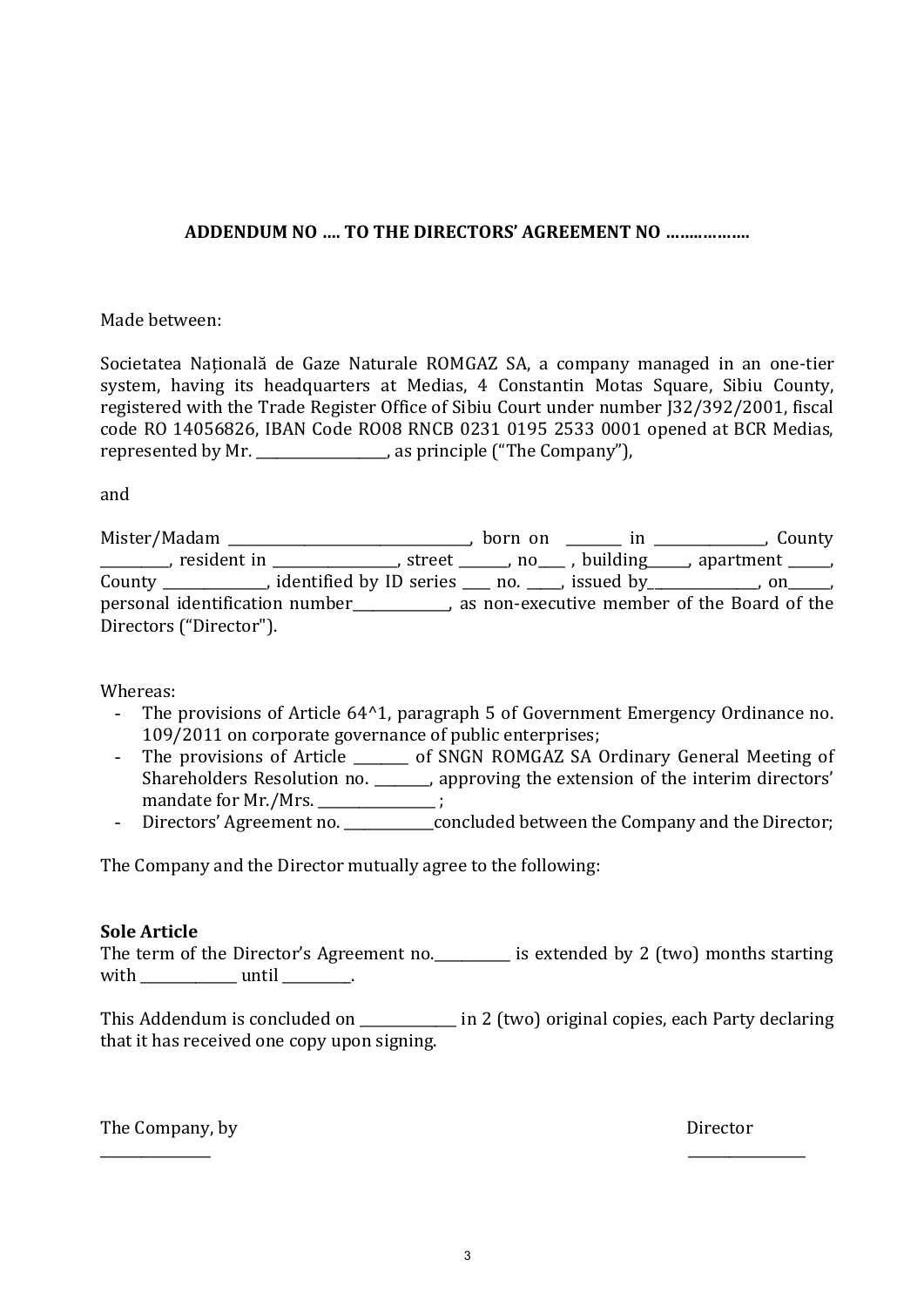**ADDENDUM NO .... TO THE DIRECTORS' AGREEMENT NO ………………**

Made between:

Societatea Națională de Gaze Naturale ROMGAZ SA, a company managed in an one-tier system, having its headquarters at Medias, 4 Constantin Motas Square, Sibiu County, registered with the Trade Register Office of Sibiu Court under number J32/392/2001, fiscal code RO 14056826, IBAN Code RO08 RNCB 0231 0195 2533 0001 opened at BCR Medias, represented by Mr. ___________________, as principle ("The Company"),

and

Mister/Madam ____________________________________, born on ________ in ________________, County __________, resident in __________________, street _______, no____ , building______, apartment ______, County _______________, identified by ID series ____ no. _____, issued by________________, on______, personal identification number______________, as non-executive member of the Board of the Directors ("Director").

Whereas:

- The provisions of Article 64^1, paragraph 5 of Government Emergency Ordinance no. 109/2011 on corporate governance of public enterprises;
- The provisions of Article ________ of SNGN ROMGAZ SA Ordinary General Meeting of Shareholders Resolution no. ________, approving the extension of the interim directors' mandate for Mr./Mrs. _________________ ;
- Directors' Agreement no. ______________concluded between the Company and the Director;

The Company and the Director mutually agree to the following:

**Sole Article**

The term of the Director's Agreement no.___________ is extended by 2 (two) months starting with ______________ until __________.

This Addendum is concluded on ______________ in 2 (two) original copies, each Party declaring that it has received one copy upon signing.

The Company, by

________________

Director

________________